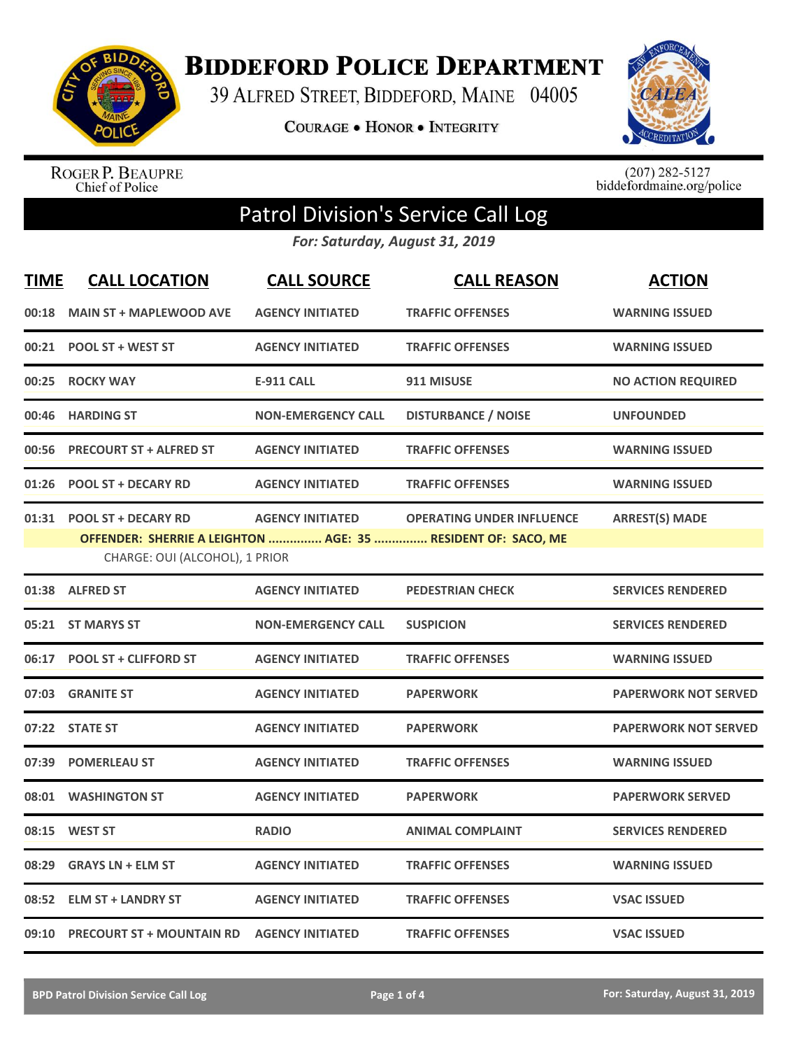# BIDDEFORD POLICE DEPARTMENT

39 ALFRED STREET, BIDDEFORD, MAINE 04005

COURAGE • HONOR • INTEGRITY

ROGER P. BEAUPRE
Chief of Police

(207) 282-5127
biddefordmaine.org/police

## Patrol Division's Service Call Log

*For: Saturday, August 31, 2019*

| TIME | CALL LOCATION | CALL SOURCE | CALL REASON | ACTION |
|---|---|---|---|---|
| 00:18 | MAIN ST + MAPLEWOOD AVE | AGENCY INITIATED | TRAFFIC OFFENSES | WARNING ISSUED |
| 00:21 | POOL ST + WEST ST | AGENCY INITIATED | TRAFFIC OFFENSES | WARNING ISSUED |
| 00:25 | ROCKY WAY | E-911 CALL | 911 MISUSE | NO ACTION REQUIRED |
| 00:46 | HARDING ST | NON-EMERGENCY CALL | DISTURBANCE / NOISE | UNFOUNDED |
| 00:56 | PRECOURT ST + ALFRED ST | AGENCY INITIATED | TRAFFIC OFFENSES | WARNING ISSUED |
| 01:26 | POOL ST + DECARY RD | AGENCY INITIATED | TRAFFIC OFFENSES | WARNING ISSUED |
| 01:31 | POOL ST + DECARY RD | AGENCY INITIATED | OPERATING UNDER INFLUENCE | ARREST(S) MADE |
| | OFFENDER: SHERRIE A LEIGHTON ............... AGE: 35 ............... RESIDENT OF: SACO, ME | | | |
| | CHARGE: OUI (ALCOHOL), 1 PRIOR | | | |
| 01:38 | ALFRED ST | AGENCY INITIATED | PEDESTRIAN CHECK | SERVICES RENDERED |
| 05:21 | ST MARYS ST | NON-EMERGENCY CALL | SUSPICION | SERVICES RENDERED |
| 06:17 | POOL ST + CLIFFORD ST | AGENCY INITIATED | TRAFFIC OFFENSES | WARNING ISSUED |
| 07:03 | GRANITE ST | AGENCY INITIATED | PAPERWORK | PAPERWORK NOT SERVED |
| 07:22 | STATE ST | AGENCY INITIATED | PAPERWORK | PAPERWORK NOT SERVED |
| 07:39 | POMERLEAU ST | AGENCY INITIATED | TRAFFIC OFFENSES | WARNING ISSUED |
| 08:01 | WASHINGTON ST | AGENCY INITIATED | PAPERWORK | PAPERWORK SERVED |
| 08:15 | WEST ST | RADIO | ANIMAL COMPLAINT | SERVICES RENDERED |
| 08:29 | GRAYS LN + ELM ST | AGENCY INITIATED | TRAFFIC OFFENSES | WARNING ISSUED |
| 08:52 | ELM ST + LANDRY ST | AGENCY INITIATED | TRAFFIC OFFENSES | VSAC ISSUED |
| 09:10 | PRECOURT ST + MOUNTAIN RD | AGENCY INITIATED | TRAFFIC OFFENSES | VSAC ISSUED |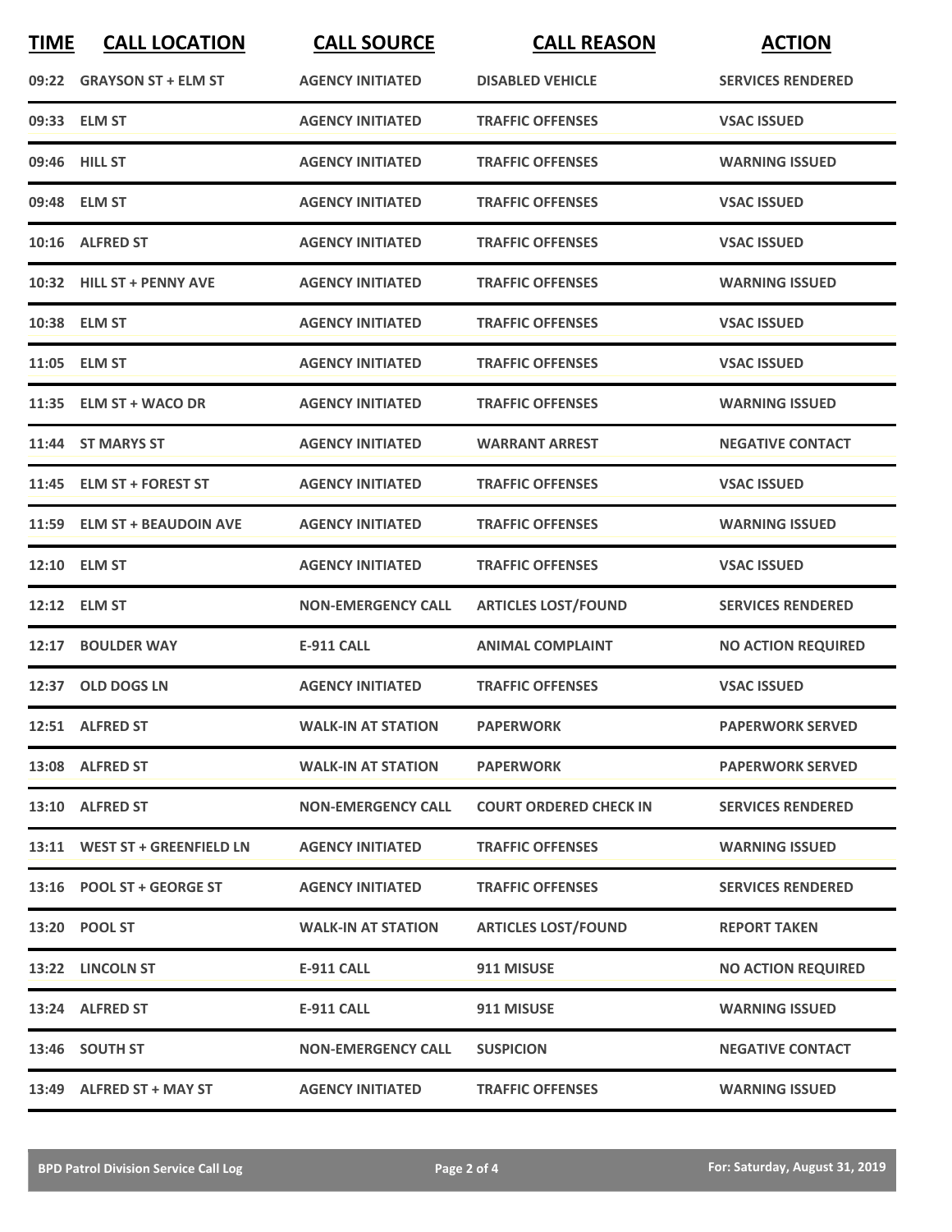| TIME | CALL LOCATION | CALL SOURCE | CALL REASON | ACTION |
|---|---|---|---|---|
| 09:22 | GRAYSON ST + ELM ST | AGENCY INITIATED | DISABLED VEHICLE | SERVICES RENDERED |
| 09:33 | ELM ST | AGENCY INITIATED | TRAFFIC OFFENSES | VSAC ISSUED |
| 09:46 | HILL ST | AGENCY INITIATED | TRAFFIC OFFENSES | WARNING ISSUED |
| 09:48 | ELM ST | AGENCY INITIATED | TRAFFIC OFFENSES | VSAC ISSUED |
| 10:16 | ALFRED ST | AGENCY INITIATED | TRAFFIC OFFENSES | VSAC ISSUED |
| 10:32 | HILL ST + PENNY AVE | AGENCY INITIATED | TRAFFIC OFFENSES | WARNING ISSUED |
| 10:38 | ELM ST | AGENCY INITIATED | TRAFFIC OFFENSES | VSAC ISSUED |
| 11:05 | ELM ST | AGENCY INITIATED | TRAFFIC OFFENSES | VSAC ISSUED |
| 11:35 | ELM ST + WACO DR | AGENCY INITIATED | TRAFFIC OFFENSES | WARNING ISSUED |
| 11:44 | ST MARYS ST | AGENCY INITIATED | WARRANT ARREST | NEGATIVE CONTACT |
| 11:45 | ELM ST + FOREST ST | AGENCY INITIATED | TRAFFIC OFFENSES | VSAC ISSUED |
| 11:59 | ELM ST + BEAUDOIN AVE | AGENCY INITIATED | TRAFFIC OFFENSES | WARNING ISSUED |
| 12:10 | ELM ST | AGENCY INITIATED | TRAFFIC OFFENSES | VSAC ISSUED |
| 12:12 | ELM ST | NON-EMERGENCY CALL | ARTICLES LOST/FOUND | SERVICES RENDERED |
| 12:17 | BOULDER WAY | E-911 CALL | ANIMAL COMPLAINT | NO ACTION REQUIRED |
| 12:37 | OLD DOGS LN | AGENCY INITIATED | TRAFFIC OFFENSES | VSAC ISSUED |
| 12:51 | ALFRED ST | WALK-IN AT STATION | PAPERWORK | PAPERWORK SERVED |
| 13:08 | ALFRED ST | WALK-IN AT STATION | PAPERWORK | PAPERWORK SERVED |
| 13:10 | ALFRED ST | NON-EMERGENCY CALL | COURT ORDERED CHECK IN | SERVICES RENDERED |
| 13:11 | WEST ST + GREENFIELD LN | AGENCY INITIATED | TRAFFIC OFFENSES | WARNING ISSUED |
| 13:16 | POOL ST + GEORGE ST | AGENCY INITIATED | TRAFFIC OFFENSES | SERVICES RENDERED |
| 13:20 | POOL ST | WALK-IN AT STATION | ARTICLES LOST/FOUND | REPORT TAKEN |
| 13:22 | LINCOLN ST | E-911 CALL | 911 MISUSE | NO ACTION REQUIRED |
| 13:24 | ALFRED ST | E-911 CALL | 911 MISUSE | WARNING ISSUED |
| 13:46 | SOUTH ST | NON-EMERGENCY CALL | SUSPICION | NEGATIVE CONTACT |
| 13:49 | ALFRED ST + MAY ST | AGENCY INITIATED | TRAFFIC OFFENSES | WARNING ISSUED |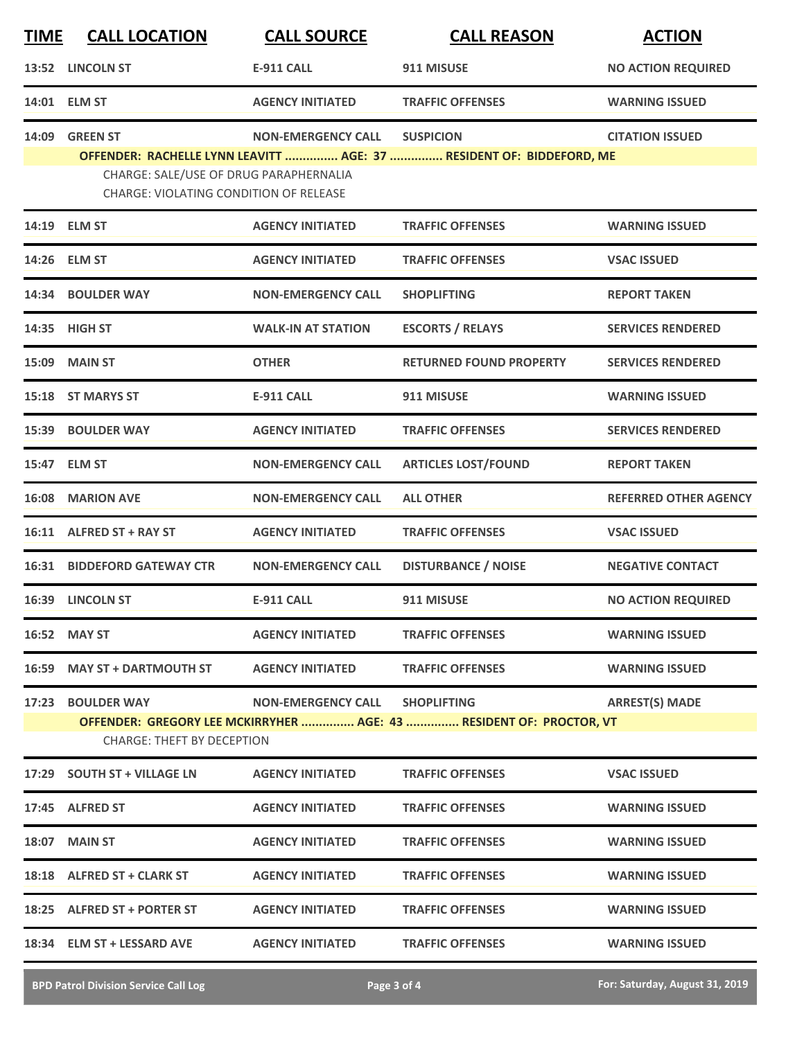| TIME | CALL LOCATION | CALL SOURCE | CALL REASON | ACTION |
|---|---|---|---|---|
| 13:52 | LINCOLN ST | E-911 CALL | 911 MISUSE | NO ACTION REQUIRED |
| 14:01 | ELM ST | AGENCY INITIATED | TRAFFIC OFFENSES | WARNING ISSUED |
| 14:09 | GREEN ST | NON-EMERGENCY CALL | SUSPICION | CITATION ISSUED |
| | OFFENDER: RACHELLE LYNN LEAVITT ............... AGE: 37 ............... RESIDENT OF: BIDDEFORD, ME | | | |
| | CHARGE: SALE/USE OF DRUG PARAPHERNALIA | | | |
| | CHARGE: VIOLATING CONDITION OF RELEASE | | | |
| 14:19 | ELM ST | AGENCY INITIATED | TRAFFIC OFFENSES | WARNING ISSUED |
| 14:26 | ELM ST | AGENCY INITIATED | TRAFFIC OFFENSES | VSAC ISSUED |
| 14:34 | BOULDER WAY | NON-EMERGENCY CALL | SHOPLIFTING | REPORT TAKEN |
| 14:35 | HIGH ST | WALK-IN AT STATION | ESCORTS / RELAYS | SERVICES RENDERED |
| 15:09 | MAIN ST | OTHER | RETURNED FOUND PROPERTY | SERVICES RENDERED |
| 15:18 | ST MARYS ST | E-911 CALL | 911 MISUSE | WARNING ISSUED |
| 15:39 | BOULDER WAY | AGENCY INITIATED | TRAFFIC OFFENSES | SERVICES RENDERED |
| 15:47 | ELM ST | NON-EMERGENCY CALL | ARTICLES LOST/FOUND | REPORT TAKEN |
| 16:08 | MARION AVE | NON-EMERGENCY CALL | ALL OTHER | REFERRED OTHER AGENCY |
| 16:11 | ALFRED ST + RAY ST | AGENCY INITIATED | TRAFFIC OFFENSES | VSAC ISSUED |
| 16:31 | BIDDEFORD GATEWAY CTR | NON-EMERGENCY CALL | DISTURBANCE / NOISE | NEGATIVE CONTACT |
| 16:39 | LINCOLN ST | E-911 CALL | 911 MISUSE | NO ACTION REQUIRED |
| 16:52 | MAY ST | AGENCY INITIATED | TRAFFIC OFFENSES | WARNING ISSUED |
| 16:59 | MAY ST + DARTMOUTH ST | AGENCY INITIATED | TRAFFIC OFFENSES | WARNING ISSUED |
| 17:23 | BOULDER WAY | NON-EMERGENCY CALL | SHOPLIFTING | ARREST(S) MADE |
| | OFFENDER: GREGORY LEE MCKIRRYHER ............... AGE: 43 ............... RESIDENT OF: PROCTOR, VT | | | |
| | CHARGE: THEFT BY DECEPTION | | | |
| 17:29 | SOUTH ST + VILLAGE LN | AGENCY INITIATED | TRAFFIC OFFENSES | VSAC ISSUED |
| 17:45 | ALFRED ST | AGENCY INITIATED | TRAFFIC OFFENSES | WARNING ISSUED |
| 18:07 | MAIN ST | AGENCY INITIATED | TRAFFIC OFFENSES | WARNING ISSUED |
| 18:18 | ALFRED ST + CLARK ST | AGENCY INITIATED | TRAFFIC OFFENSES | WARNING ISSUED |
| 18:25 | ALFRED ST + PORTER ST | AGENCY INITIATED | TRAFFIC OFFENSES | WARNING ISSUED |
| 18:34 | ELM ST + LESSARD AVE | AGENCY INITIATED | TRAFFIC OFFENSES | WARNING ISSUED |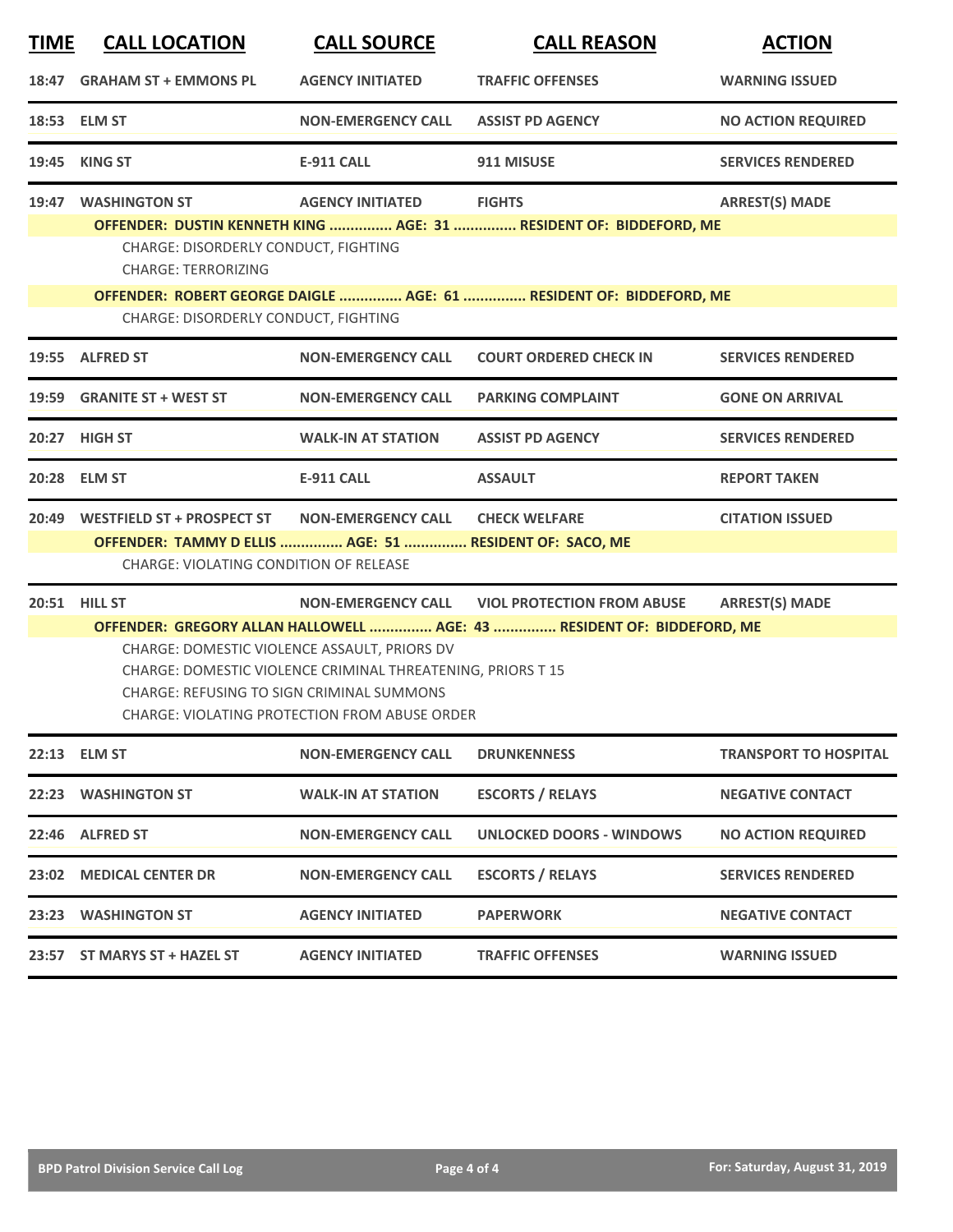| TIME | CALL LOCATION | CALL SOURCE | CALL REASON | ACTION |
|---|---|---|---|---|
| 18:47 | GRAHAM ST + EMMONS PL | AGENCY INITIATED | TRAFFIC OFFENSES | WARNING ISSUED |
| 18:53 | ELM ST | NON-EMERGENCY CALL | ASSIST PD AGENCY | NO ACTION REQUIRED |
| 19:45 | KING ST | E-911 CALL | 911 MISUSE | SERVICES RENDERED |
| 19:47 | WASHINGTON ST | AGENCY INITIATED | FIGHTS | ARREST(S) MADE |
| | OFFENDER: DUSTIN KENNETH KING ............... AGE: 31 ............... RESIDENT OF: BIDDEFORD, ME | | | |
| | CHARGE: DISORDERLY CONDUCT, FIGHTING | | | |
| | CHARGE: TERRORIZING | | | |
| | OFFENDER: ROBERT GEORGE DAIGLE ............... AGE: 61 ............... RESIDENT OF: BIDDEFORD, ME | | | |
| | CHARGE: DISORDERLY CONDUCT, FIGHTING | | | |
| 19:55 | ALFRED ST | NON-EMERGENCY CALL | COURT ORDERED CHECK IN | SERVICES RENDERED |
| 19:59 | GRANITE ST + WEST ST | NON-EMERGENCY CALL | PARKING COMPLAINT | GONE ON ARRIVAL |
| 20:27 | HIGH ST | WALK-IN AT STATION | ASSIST PD AGENCY | SERVICES RENDERED |
| 20:28 | ELM ST | E-911 CALL | ASSAULT | REPORT TAKEN |
| 20:49 | WESTFIELD ST + PROSPECT ST | NON-EMERGENCY CALL | CHECK WELFARE | CITATION ISSUED |
| | OFFENDER: TAMMY D ELLIS ............... AGE: 51 ............... RESIDENT OF: SACO, ME | | | |
| | CHARGE: VIOLATING CONDITION OF RELEASE | | | |
| 20:51 | HILL ST | NON-EMERGENCY CALL | VIOL PROTECTION FROM ABUSE | ARREST(S) MADE |
| | OFFENDER: GREGORY ALLAN HALLOWELL ............... AGE: 43 ............... RESIDENT OF: BIDDEFORD, ME | | | |
| | CHARGE: DOMESTIC VIOLENCE ASSAULT, PRIORS DV | | | |
| | CHARGE: DOMESTIC VIOLENCE CRIMINAL THREATENING, PRIORS T 15 | | | |
| | CHARGE: REFUSING TO SIGN CRIMINAL SUMMONS | | | |
| | CHARGE: VIOLATING PROTECTION FROM ABUSE ORDER | | | |
| 22:13 | ELM ST | NON-EMERGENCY CALL | DRUNKENNESS | TRANSPORT TO HOSPITAL |
| 22:23 | WASHINGTON ST | WALK-IN AT STATION | ESCORTS / RELAYS | NEGATIVE CONTACT |
| 22:46 | ALFRED ST | NON-EMERGENCY CALL | UNLOCKED DOORS - WINDOWS | NO ACTION REQUIRED |
| 23:02 | MEDICAL CENTER DR | NON-EMERGENCY CALL | ESCORTS / RELAYS | SERVICES RENDERED |
| 23:23 | WASHINGTON ST | AGENCY INITIATED | PAPERWORK | NEGATIVE CONTACT |
| 23:57 | ST MARYS ST + HAZEL ST | AGENCY INITIATED | TRAFFIC OFFENSES | WARNING ISSUED |